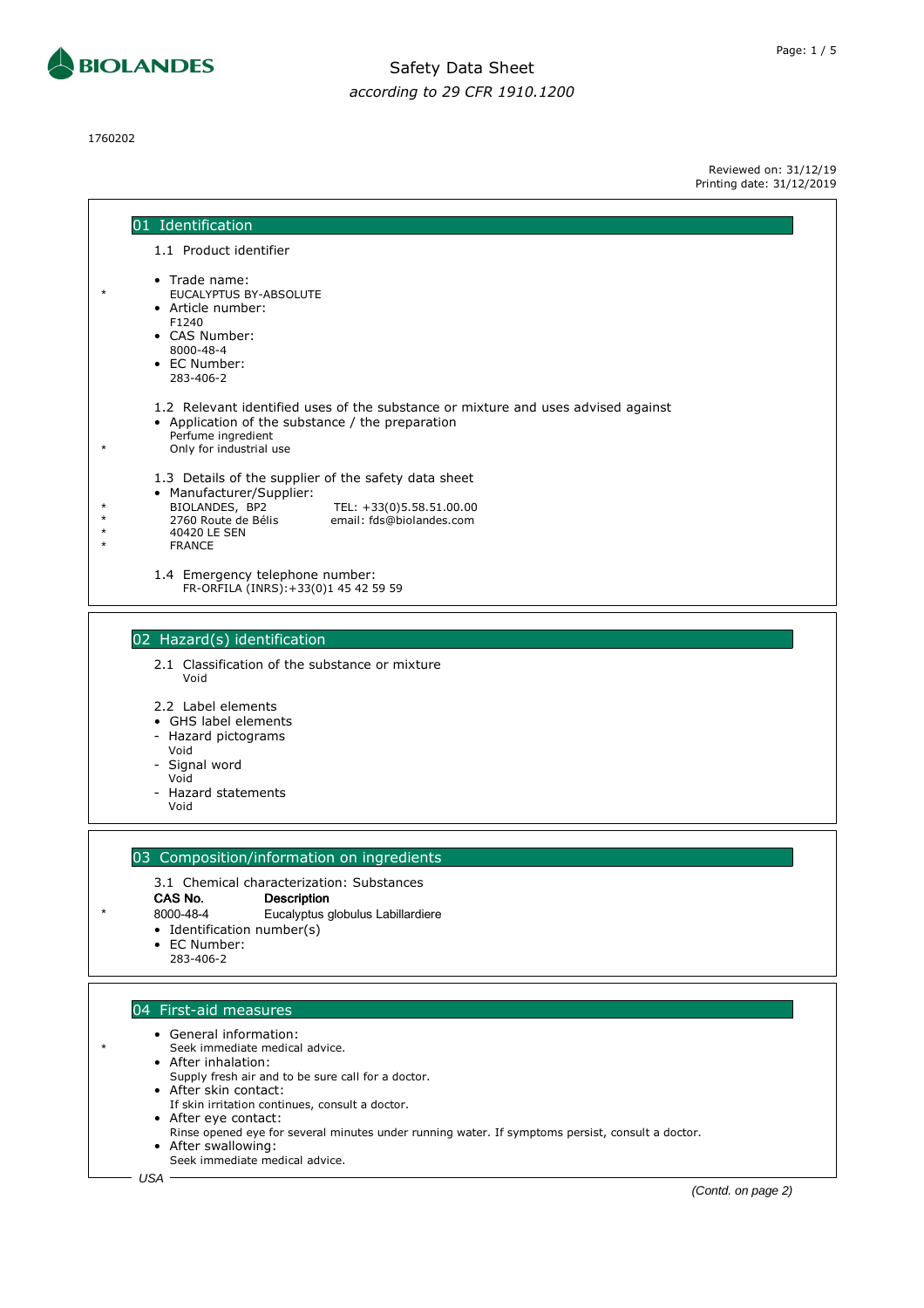# Safety Data Sheet
*according to 29 CFR 1910.1200*

1760202

Reviewed on: 31/12/19
Printing date: 31/12/2019

## 01 Identification

1.1 Product identifier

- Trade name:
  * EUCALYPTUS BY-ABSOLUTE
- Article number:
  F1240
- CAS Number:
  8000-48-4
- EC Number:
  283-406-2

1.2 Relevant identified uses of the substance or mixture and uses advised against
- Application of the substance / the preparation
  Perfume ingredient
  * Only for industrial use

1.3 Details of the supplier of the safety data sheet
- Manufacturer/Supplier:
  * BIOLANDES, BP2 — TEL: +33(0)5.58.51.00.00
  * 2760 Route de Bélis — email: fds@biolandes.com
  * 40420 LE SEN
  * FRANCE

1.4 Emergency telephone number:
FR-ORFILA (INRS):+33(0)1 45 42 59 59

## 02 Hazard(s) identification

2.1 Classification of the substance or mixture
Void

2.2 Label elements
- GHS label elements
- Hazard pictograms
  Void
- Signal word
  Void
- Hazard statements
  Void

## 03 Composition/information on ingredients

3.1 Chemical characterization: Substances

| | CAS No. | Description |
|---|---|---|
| * | 8000-48-4 | Eucalyptus globulus Labillardiere |

- Identification number(s)
- EC Number:
  283-406-2

## 04 First-aid measures

- General information:
  * Seek immediate medical advice.
- After inhalation:
  Supply fresh air and to be sure call for a doctor.
- After skin contact:
  If skin irritation continues, consult a doctor.
- After eye contact:
  Rinse opened eye for several minutes under running water. If symptoms persist, consult a doctor.
- After swallowing:
  Seek immediate medical advice.

USA

(Contd. on page 2)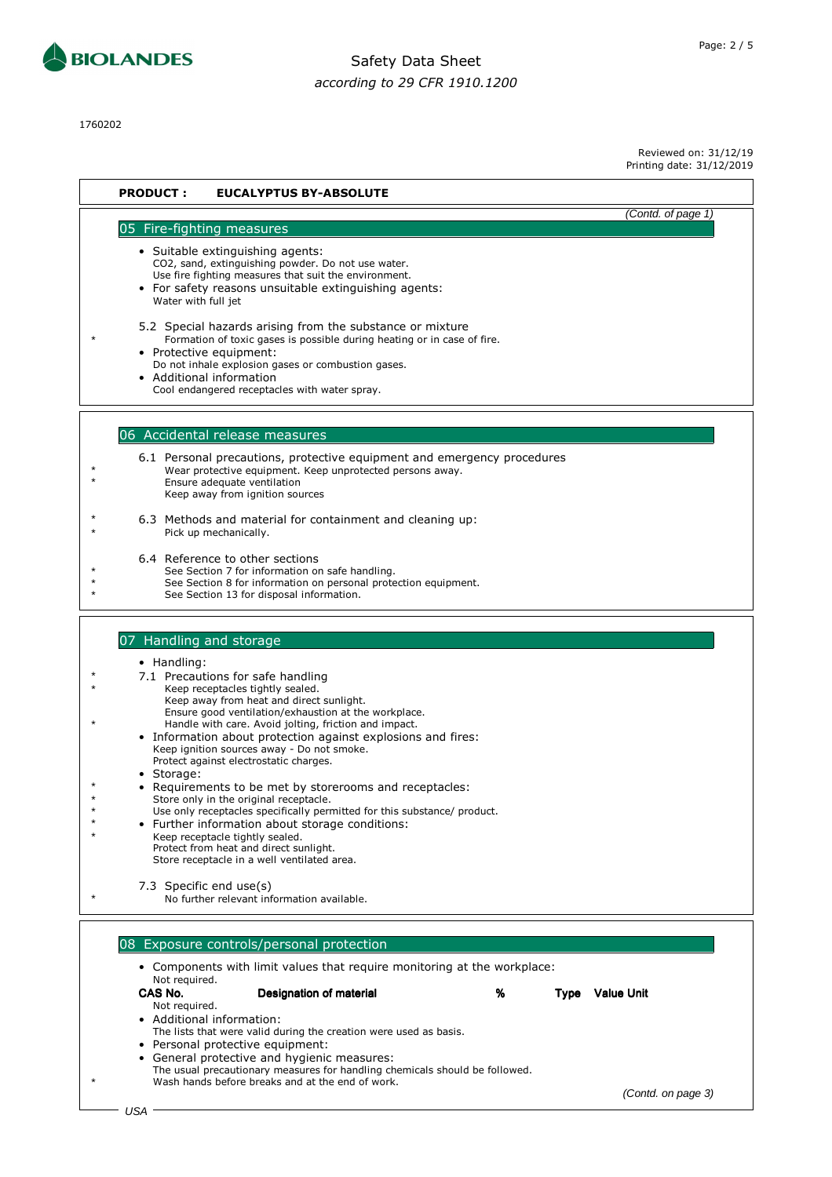1760202

Reviewed on: 31/12/19
Printing date: 31/12/2019

**PRODUCT : EUCALYPTUS BY-ABSOLUTE**

*(Contd. of page 1)*

## 05 Fire-fighting measures

- Suitable extinguishing agents:
  $CO_2$, sand, extinguishing powder. Do not use water.
  Use fire fighting measures that suit the environment.
- For safety reasons unsuitable extinguishing agents:
  Water with full jet

5.2 Special hazards arising from the substance or mixture
Formation of toxic gases is possible during heating or in case of fire.
- Protective equipment:
  Do not inhale explosion gases or combustion gases.
- Additional information
  Cool endangered receptacles with water spray.

## 06 Accidental release measures

6.1 Personal precautions, protective equipment and emergency procedures
Wear protective equipment. Keep unprotected persons away.
Ensure adequate ventilation
Keep away from ignition sources

6.3 Methods and material for containment and cleaning up:
Pick up mechanically.

6.4 Reference to other sections
See Section 7 for information on safe handling.
See Section 8 for information on personal protection equipment.
See Section 13 for disposal information.

## 07 Handling and storage

- Handling:

7.1 Precautions for safe handling
Keep receptacles tightly sealed.
Keep away from heat and direct sunlight.
Ensure good ventilation/exhaustion at the workplace.
Handle with care. Avoid jolting, friction and impact.
- Information about protection against explosions and fires:
  Keep ignition sources away - Do not smoke.
  Protect against electrostatic charges.
- Storage:
- Requirements to be met by storerooms and receptacles:
  Store only in the original receptacle.
  Use only receptacles specifically permitted for this substance/ product.
- Further information about storage conditions:
  Keep receptacle tightly sealed.
  Protect from heat and direct sunlight.
  Store receptacle in a well ventilated area.

7.3 Specific end use(s)
No further relevant information available.

## 08 Exposure controls/personal protection

- Components with limit values that require monitoring at the workplace:
  Not required.

| CAS No. | Designation of material | % | Type | Value Unit |
|---|---|---|---|---|
| Not required. | | | | |

- Additional information:
  The lists that were valid during the creation were used as basis.
- Personal protective equipment:
- General protective and hygienic measures:
  The usual precautionary measures for handling chemicals should be followed.
  Wash hands before breaks and at the end of work.

*(Contd. on page 3)*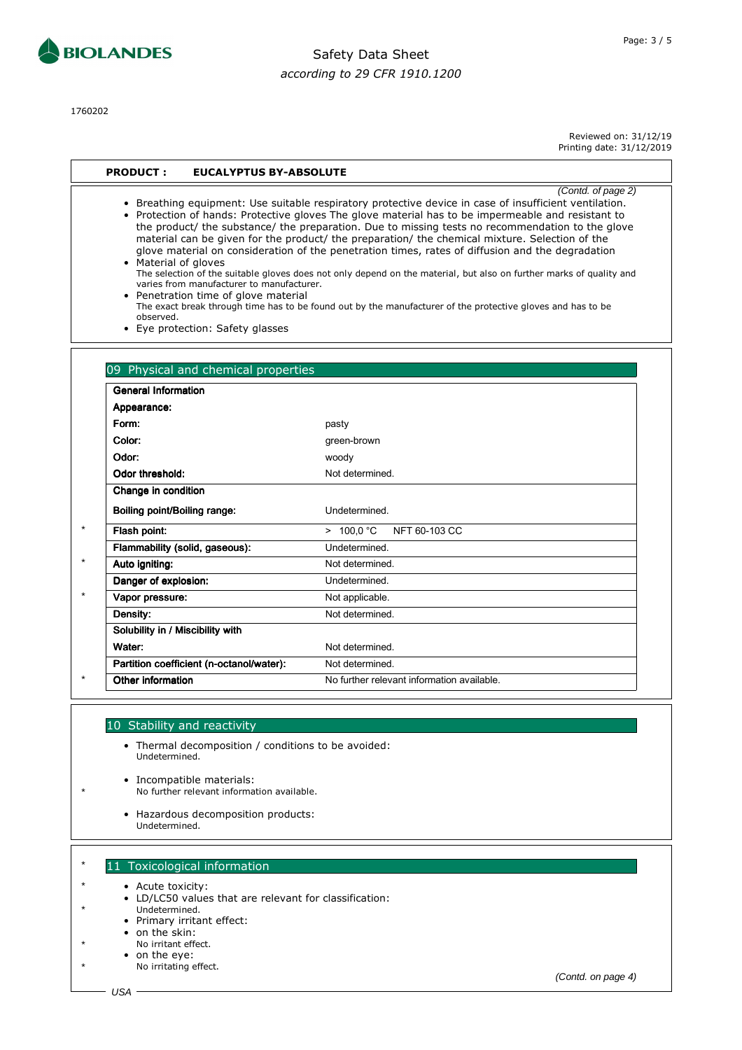1760202

Reviewed on: 31/12/19
Printing date: 31/12/2019

**PRODUCT : EUCALYPTUS BY-ABSOLUTE**

*(Contd. of page 2)*

- Breathing equipment: Use suitable respiratory protective device in case of insufficient ventilation.
- Protection of hands: Protective gloves The glove material has to be impermeable and resistant to the product/ the substance/ the preparation. Due to missing tests no recommendation to the glove material can be given for the product/ the preparation/ the chemical mixture. Selection of the glove material on consideration of the penetration times, rates of diffusion and the degradation
- Material of gloves
  The selection of the suitable gloves does not only depend on the material, but also on further marks of quality and varies from manufacturer to manufacturer.
- Penetration time of glove material
  The exact break through time has to be found out by the manufacturer of the protective gloves and has to be observed.
- Eye protection: Safety glasses

## 09 Physical and chemical properties

| | |
|---|---|
| **General Information** | |
| **Appearance:** | |
| **Form:** | pasty |
| **Color:** | green-brown |
| **Odor:** | woody |
| **Odor threshold:** | Not determined. |
| **Change in condition** | |
| **Boiling point/Boiling range:** | Undetermined. |
| * **Flash point:** | > 100,0 °C NFT 60-103 CC |
| **Flammability (solid, gaseous):** | Undetermined. |
| * **Auto igniting:** | Not determined. |
| **Danger of explosion:** | Undetermined. |
| * **Vapor pressure:** | Not applicable. |
| **Density:** | Not determined. |
| **Solubility in / Miscibility with** | |
| **Water:** | Not determined. |
| **Partition coefficient (n-octanol/water):** | Not determined. |
| * **Other information** | No further relevant information available. |

## 10 Stability and reactivity

- Thermal decomposition / conditions to be avoided:
  Undetermined.
- Incompatible materials:
  * No further relevant information available.
- Hazardous decomposition products:
  Undetermined.

## * 11 Toxicological information

- * Acute toxicity:
- LD/LC50 values that are relevant for classification:
  * Undetermined.
- Primary irritant effect:
- on the skin:
  * No irritant effect.
- on the eye:
  * No irritating effect.

*(Contd. on page 4)*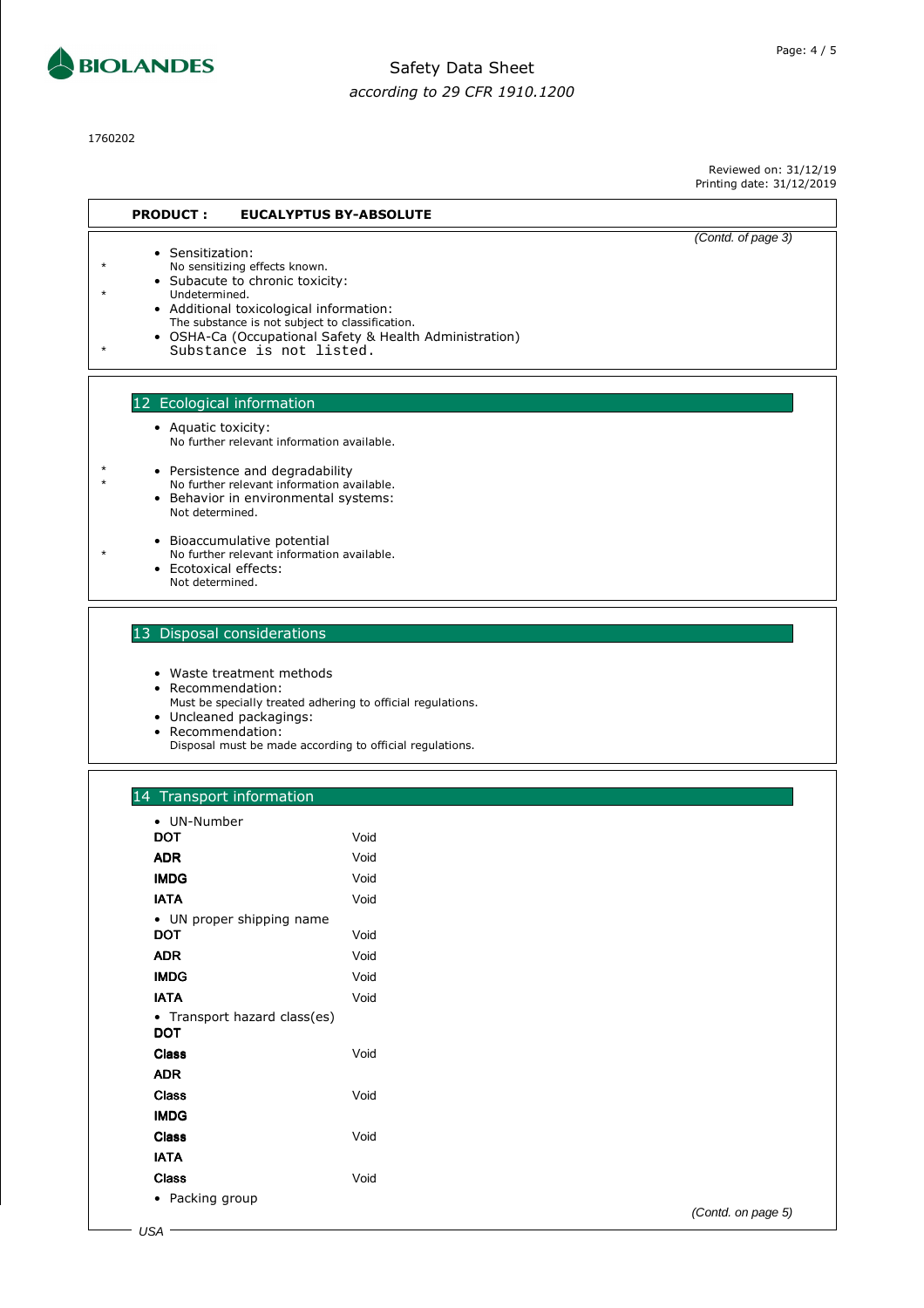1760202

Reviewed on: 31/12/19
Printing date: 31/12/2019

**PRODUCT : EUCALYPTUS BY-ABSOLUTE**

*(Contd. of page 3)*

- Sensitization:
  No sensitizing effects known.
- Subacute to chronic toxicity:
  Undetermined.
- Additional toxicological information:
  The substance is not subject to classification.
- OSHA-Ca (Occupational Safety & Health Administration)
  Substance is not listed.

## 12 Ecological information

- Aquatic toxicity:
  No further relevant information available.
- Persistence and degradability
  No further relevant information available.
- Behavior in environmental systems:
  Not determined.
- Bioaccumulative potential
  No further relevant information available.
- Ecotoxical effects:
  Not determined.

## 13 Disposal considerations

- Waste treatment methods
- Recommendation:
  Must be specially treated adhering to official regulations.
- Uncleaned packagings:
- Recommendation:
  Disposal must be made according to official regulations.

## 14 Transport information

- UN-Number

| | |
|---|---|
| **DOT** | Void |
| **ADR** | Void |
| **IMDG** | Void |
| **IATA** | Void |

- UN proper shipping name

| | |
|---|---|
| **DOT** | Void |
| **ADR** | Void |
| **IMDG** | Void |
| **IATA** | Void |

- Transport hazard class(es)

| | |
|---|---|
| **DOT** | |
| **Class** | Void |
| **ADR** | |
| **Class** | Void |
| **IMDG** | |
| **Class** | Void |
| **IATA** | |
| **Class** | Void |

- Packing group

*(Contd. on page 5)*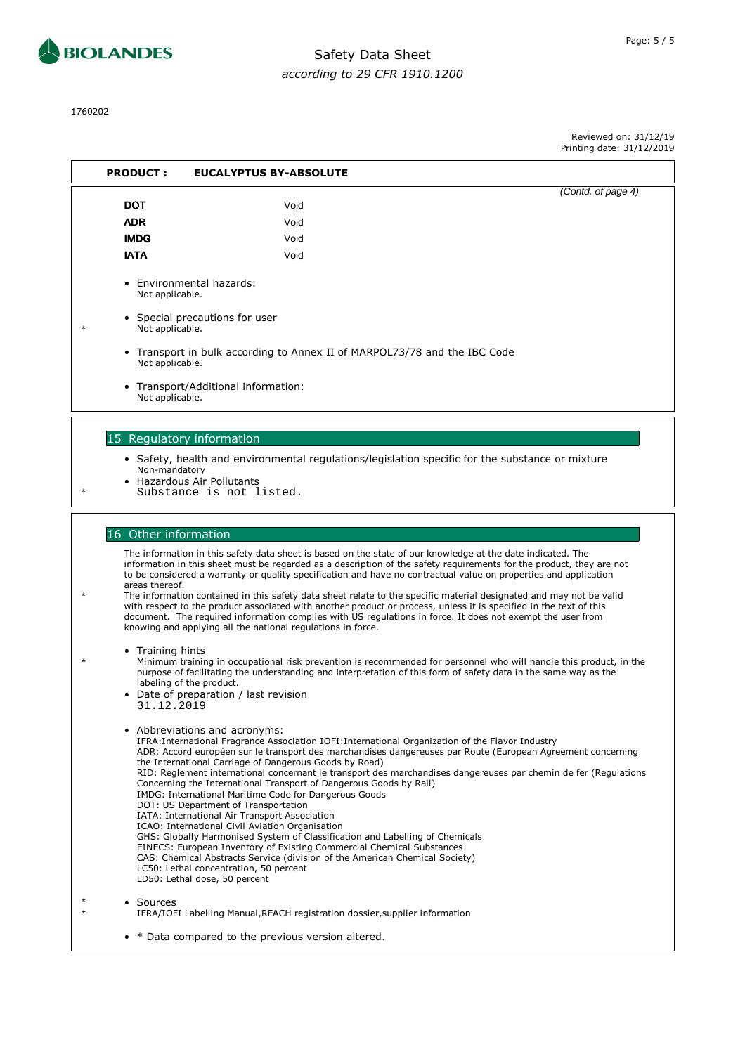**PRODUCT : EUCALYPTUS BY-ABSOLUTE**

*(Contd. of page 4)*

| | |
|---|---|
| **DOT** | Void |
| **ADR** | Void |
| **IMDG** | Void |
| **IATA** | Void |

- Environmental hazards:
  Not applicable.

- Special precautions for user
  Not applicable.

- Transport in bulk according to Annex II of MARPOL73/78 and the IBC Code
  Not applicable.

- Transport/Additional information:
  Not applicable.

## 15 Regulatory information

- Safety, health and environmental regulations/legislation specific for the substance or mixture
  Non-mandatory
- Hazardous Air Pollutants
  Substance is not listed.

## 16 Other information

The information in this safety data sheet is based on the state of our knowledge at the date indicated. The information in this sheet must be regarded as a description of the safety requirements for the product, they are not to be considered a warranty or quality specification and have no contractual value on properties and application areas thereof.
The information contained in this safety data sheet relate to the specific material designated and may not be valid with respect to the product associated with another product or process, unless it is specified in the text of this document. The required information complies with US regulations in force. It does not exempt the user from knowing and applying all the national regulations in force.

- Training hints
  Minimum training in occupational risk prevention is recommended for personnel who will handle this product, in the purpose of facilitating the understanding and interpretation of this form of safety data in the same way as the labeling of the product.
- Date of preparation / last revision
  31.12.2019

- Abbreviations and acronyms:
  IFRA:International Fragrance Association IOFI:International Organization of the Flavor Industry
  ADR: Accord européen sur le transport des marchandises dangereuses par Route (European Agreement concerning the International Carriage of Dangerous Goods by Road)
  RID: Règlement international concernant le transport des marchandises dangereuses par chemin de fer (Regulations Concerning the International Transport of Dangerous Goods by Rail)
  IMDG: International Maritime Code for Dangerous Goods
  DOT: US Department of Transportation
  IATA: International Air Transport Association
  ICAO: International Civil Aviation Organisation
  GHS: Globally Harmonised System of Classification and Labelling of Chemicals
  EINECS: European Inventory of Existing Commercial Chemical Substances
  CAS: Chemical Abstracts Service (division of the American Chemical Society)
  LC50: Lethal concentration, 50 percent
  LD50: Lethal dose, 50 percent

- Sources
  IFRA/IOFI Labelling Manual,REACH registration dossier,supplier information

- * Data compared to the previous version altered.